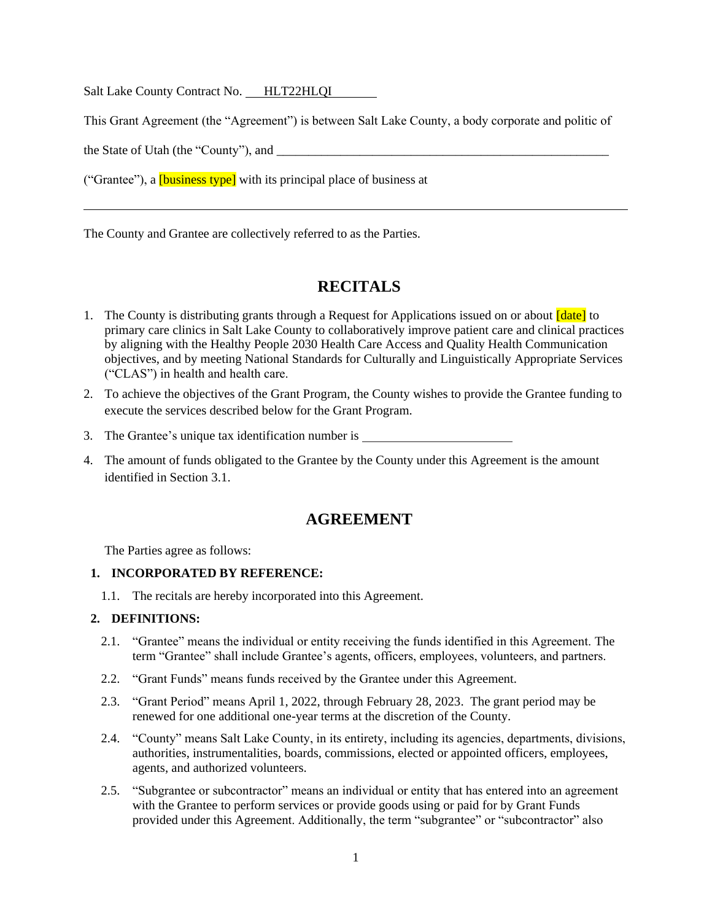Salt Lake County Contract No. HLT22HLQI

This Grant Agreement (the "Agreement") is between Salt Lake County, a body corporate and politic of the State of Utah (the "County"), and ______________________________________________________ ("Grantee"), a [business type] with its principal place of business at

______________________________________________________________________________

The County and Grantee are collectively referred to as the Parties.

## RECITALS

1. The County is distributing grants through a Request for Applications issued on or about [date] to primary care clinics in Salt Lake County to collaboratively improve patient care and clinical practices by aligning with the Healthy People 2030 Health Care Access and Quality Health Communication objectives, and by meeting National Standards for Culturally and Linguistically Appropriate Services ("CLAS") in health and health care.
2. To achieve the objectives of the Grant Program, the County wishes to provide the Grantee funding to execute the services described below for the Grant Program.
3. The Grantee's unique tax identification number is ________________________
4. The amount of funds obligated to the Grantee by the County under this Agreement is the amount identified in Section 3.1.

## AGREEMENT

The Parties agree as follows:

**1. INCORPORATED BY REFERENCE:**

1.1. The recitals are hereby incorporated into this Agreement.

**2. DEFINITIONS:**

2.1. "Grantee" means the individual or entity receiving the funds identified in this Agreement. The term "Grantee" shall include Grantee's agents, officers, employees, volunteers, and partners.

2.2. "Grant Funds" means funds received by the Grantee under this Agreement.

2.3. "Grant Period" means April 1, 2022, through February 28, 2023. The grant period may be renewed for one additional one-year terms at the discretion of the County.

2.4. "County" means Salt Lake County, in its entirety, including its agencies, departments, divisions, authorities, instrumentalities, boards, commissions, elected or appointed officers, employees, agents, and authorized volunteers.

2.5. "Subgrantee or subcontractor" means an individual or entity that has entered into an agreement with the Grantee to perform services or provide goods using or paid for by Grant Funds provided under this Agreement. Additionally, the term "subgrantee" or "subcontractor" also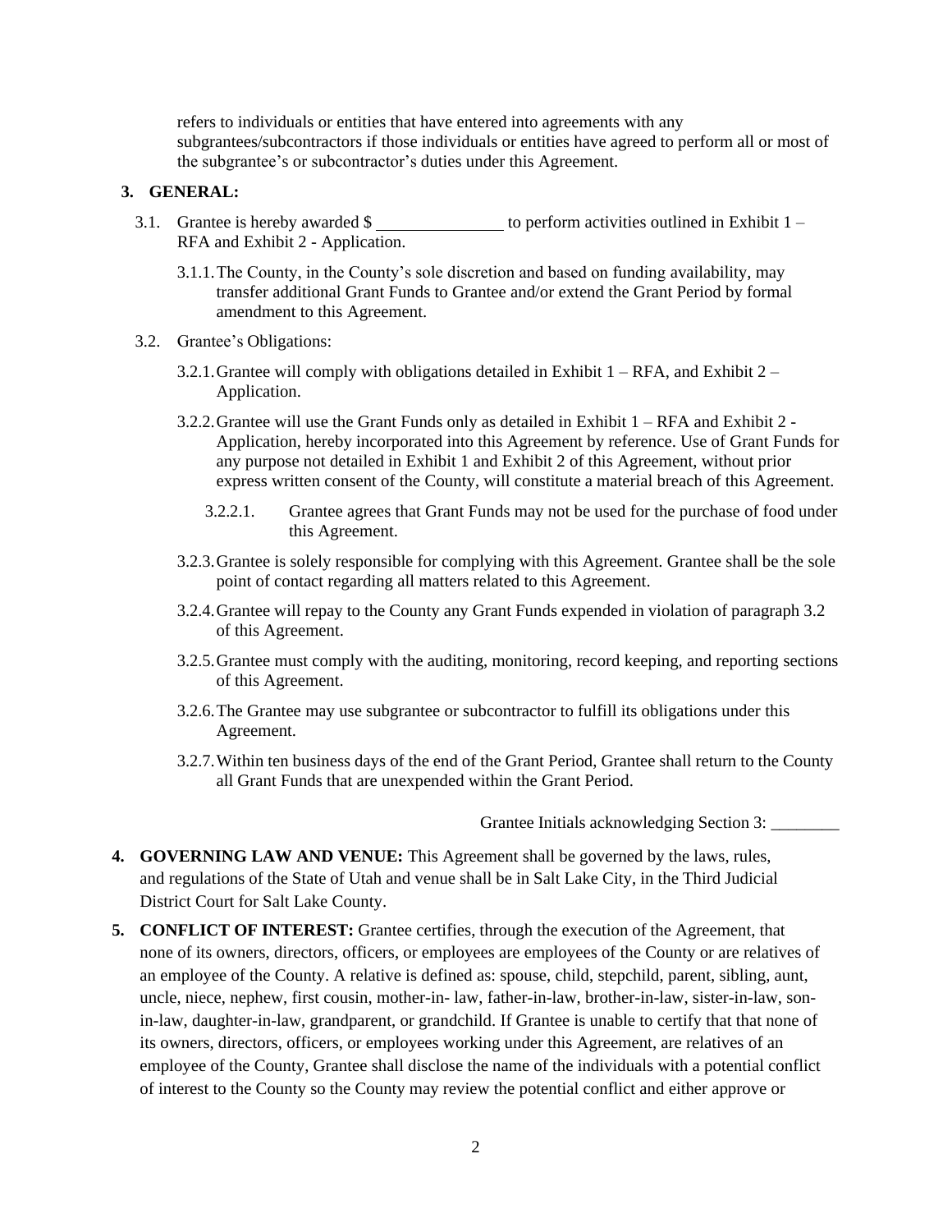refers to individuals or entities that have entered into agreements with any subgrantees/subcontractors if those individuals or entities have agreed to perform all or most of the subgrantee's or subcontractor's duties under this Agreement.

**3. GENERAL:**

3.1. Grantee is hereby awarded $ _______________ to perform activities outlined in Exhibit 1 – RFA and Exhibit 2 - Application.

3.1.1. The County, in the County's sole discretion and based on funding availability, may transfer additional Grant Funds to Grantee and/or extend the Grant Period by formal amendment to this Agreement.

3.2. Grantee's Obligations:

3.2.1. Grantee will comply with obligations detailed in Exhibit 1 – RFA, and Exhibit 2 – Application.

3.2.2. Grantee will use the Grant Funds only as detailed in Exhibit 1 – RFA and Exhibit 2 - Application, hereby incorporated into this Agreement by reference. Use of Grant Funds for any purpose not detailed in Exhibit 1 and Exhibit 2 of this Agreement, without prior express written consent of the County, will constitute a material breach of this Agreement.

3.2.2.1. Grantee agrees that Grant Funds may not be used for the purchase of food under this Agreement.

3.2.3. Grantee is solely responsible for complying with this Agreement. Grantee shall be the sole point of contact regarding all matters related to this Agreement.

3.2.4. Grantee will repay to the County any Grant Funds expended in violation of paragraph 3.2 of this Agreement.

3.2.5. Grantee must comply with the auditing, monitoring, record keeping, and reporting sections of this Agreement.

3.2.6. The Grantee may use subgrantee or subcontractor to fulfill its obligations under this Agreement.

3.2.7. Within ten business days of the end of the Grant Period, Grantee shall return to the County all Grant Funds that are unexpended within the Grant Period.

Grantee Initials acknowledging Section 3: ________

**4. GOVERNING LAW AND VENUE:** This Agreement shall be governed by the laws, rules, and regulations of the State of Utah and venue shall be in Salt Lake City, in the Third Judicial District Court for Salt Lake County.

**5. CONFLICT OF INTEREST:** Grantee certifies, through the execution of the Agreement, that none of its owners, directors, officers, or employees are employees of the County or are relatives of an employee of the County. A relative is defined as: spouse, child, stepchild, parent, sibling, aunt, uncle, niece, nephew, first cousin, mother-in- law, father-in-law, brother-in-law, sister-in-law, son-in-law, daughter-in-law, grandparent, or grandchild. If Grantee is unable to certify that that none of its owners, directors, officers, or employees working under this Agreement, are relatives of an employee of the County, Grantee shall disclose the name of the individuals with a potential conflict of interest to the County so the County may review the potential conflict and either approve or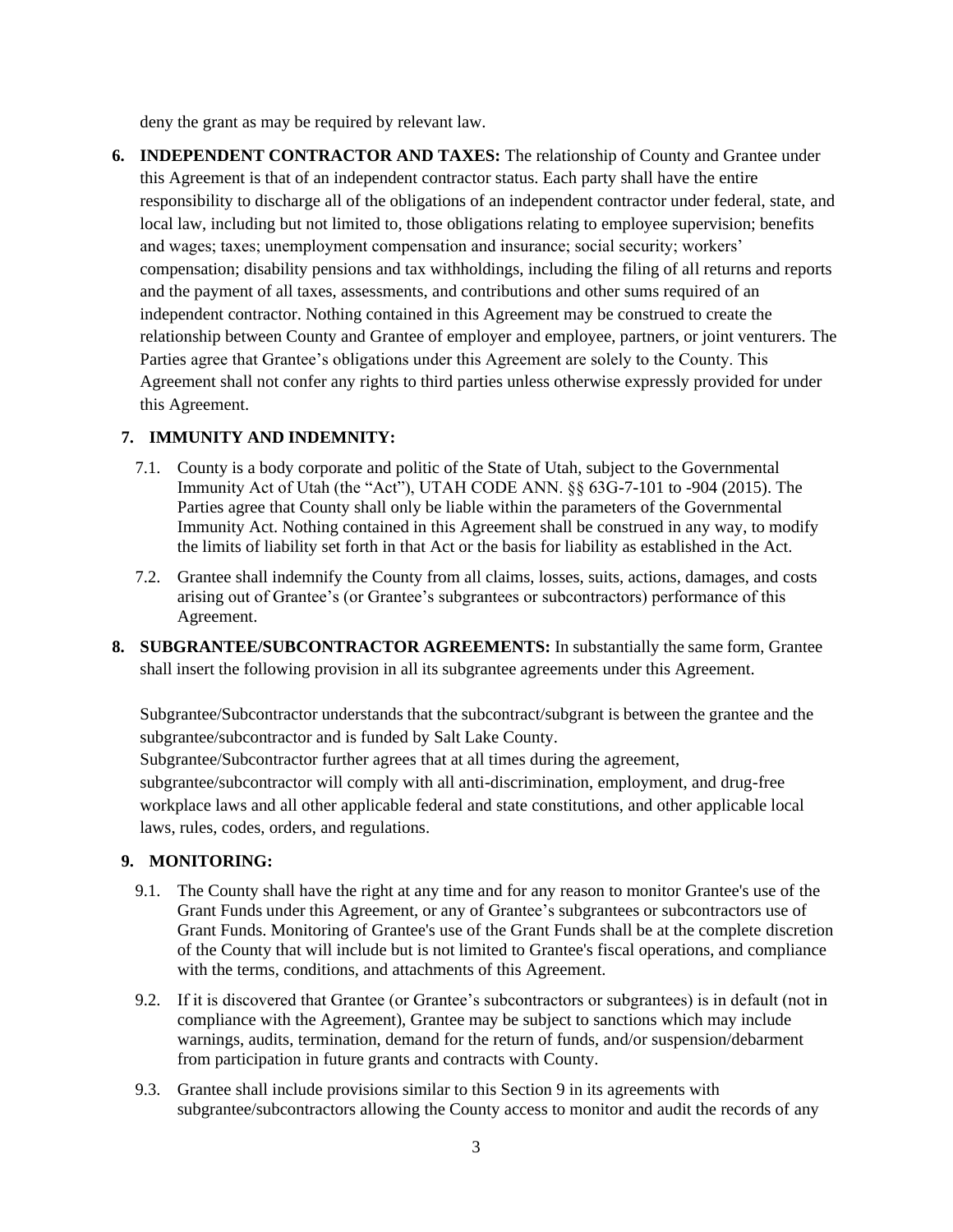deny the grant as may be required by relevant law.

6. **INDEPENDENT CONTRACTOR AND TAXES:** The relationship of County and Grantee under this Agreement is that of an independent contractor status. Each party shall have the entire responsibility to discharge all of the obligations of an independent contractor under federal, state, and local law, including but not limited to, those obligations relating to employee supervision; benefits and wages; taxes; unemployment compensation and insurance; social security; workers' compensation; disability pensions and tax withholdings, including the filing of all returns and reports and the payment of all taxes, assessments, and contributions and other sums required of an independent contractor. Nothing contained in this Agreement may be construed to create the relationship between County and Grantee of employer and employee, partners, or joint venturers. The Parties agree that Grantee's obligations under this Agreement are solely to the County. This Agreement shall not confer any rights to third parties unless otherwise expressly provided for under this Agreement.

7. **IMMUNITY AND INDEMNITY:**

   7.1. County is a body corporate and politic of the State of Utah, subject to the Governmental Immunity Act of Utah (the "Act"), UTAH CODE ANN. §§ 63G-7-101 to -904 (2015). The Parties agree that County shall only be liable within the parameters of the Governmental Immunity Act. Nothing contained in this Agreement shall be construed in any way, to modify the limits of liability set forth in that Act or the basis for liability as established in the Act.

   7.2. Grantee shall indemnify the County from all claims, losses, suits, actions, damages, and costs arising out of Grantee's (or Grantee's subgrantees or subcontractors) performance of this Agreement.

8. **SUBGRANTEE/SUBCONTRACTOR AGREEMENTS:** In substantially the same form, Grantee shall insert the following provision in all its subgrantee agreements under this Agreement.

   Subgrantee/Subcontractor understands that the subcontract/subgrant is between the grantee and the subgrantee/subcontractor and is funded by Salt Lake County.
   Subgrantee/Subcontractor further agrees that at all times during the agreement, subgrantee/subcontractor will comply with all anti-discrimination, employment, and drug-free workplace laws and all other applicable federal and state constitutions, and other applicable local laws, rules, codes, orders, and regulations.

9. **MONITORING:**

   9.1. The County shall have the right at any time and for any reason to monitor Grantee's use of the Grant Funds under this Agreement, or any of Grantee's subgrantees or subcontractors use of Grant Funds. Monitoring of Grantee's use of the Grant Funds shall be at the complete discretion of the County that will include but is not limited to Grantee's fiscal operations, and compliance with the terms, conditions, and attachments of this Agreement.

   9.2. If it is discovered that Grantee (or Grantee's subcontractors or subgrantees) is in default (not in compliance with the Agreement), Grantee may be subject to sanctions which may include warnings, audits, termination, demand for the return of funds, and/or suspension/debarment from participation in future grants and contracts with County.

   9.3. Grantee shall include provisions similar to this Section 9 in its agreements with subgrantee/subcontractors allowing the County access to monitor and audit the records of any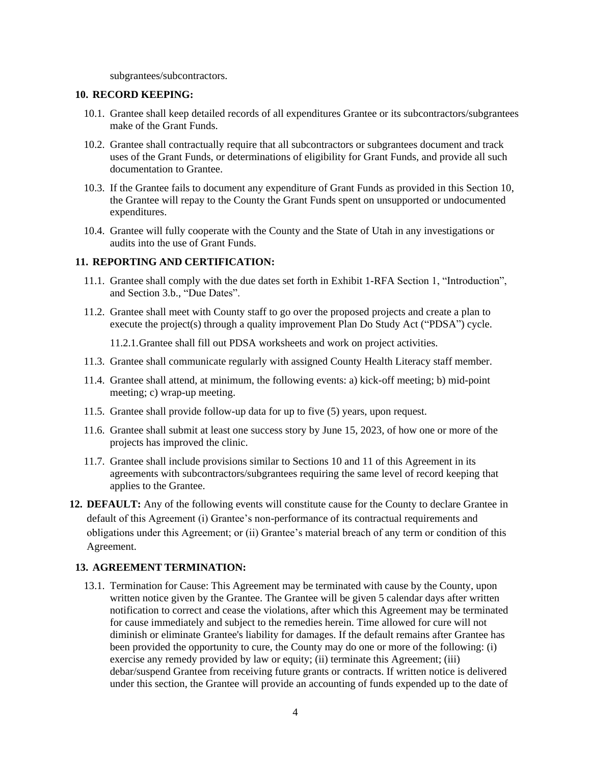subgrantees/subcontractors.

**10. RECORD KEEPING:**

10.1. Grantee shall keep detailed records of all expenditures Grantee or its subcontractors/subgrantees make of the Grant Funds.

10.2. Grantee shall contractually require that all subcontractors or subgrantees document and track uses of the Grant Funds, or determinations of eligibility for Grant Funds, and provide all such documentation to Grantee.

10.3. If the Grantee fails to document any expenditure of Grant Funds as provided in this Section 10, the Grantee will repay to the County the Grant Funds spent on unsupported or undocumented expenditures.

10.4. Grantee will fully cooperate with the County and the State of Utah in any investigations or audits into the use of Grant Funds.

**11. REPORTING AND CERTIFICATION:**

11.1. Grantee shall comply with the due dates set forth in Exhibit 1-RFA Section 1, "Introduction", and Section 3.b., "Due Dates".

11.2. Grantee shall meet with County staff to go over the proposed projects and create a plan to execute the project(s) through a quality improvement Plan Do Study Act ("PDSA") cycle.

11.2.1. Grantee shall fill out PDSA worksheets and work on project activities.

11.3. Grantee shall communicate regularly with assigned County Health Literacy staff member.

11.4. Grantee shall attend, at minimum, the following events: a) kick-off meeting; b) mid-point meeting; c) wrap-up meeting.

11.5. Grantee shall provide follow-up data for up to five (5) years, upon request.

11.6. Grantee shall submit at least one success story by June 15, 2023, of how one or more of the projects has improved the clinic.

11.7. Grantee shall include provisions similar to Sections 10 and 11 of this Agreement in its agreements with subcontractors/subgrantees requiring the same level of record keeping that applies to the Grantee.

**12. DEFAULT:** Any of the following events will constitute cause for the County to declare Grantee in default of this Agreement (i) Grantee's non-performance of its contractual requirements and obligations under this Agreement; or (ii) Grantee's material breach of any term or condition of this Agreement.

**13. AGREEMENT TERMINATION:**

13.1. Termination for Cause: This Agreement may be terminated with cause by the County, upon written notice given by the Grantee. The Grantee will be given 5 calendar days after written notification to correct and cease the violations, after which this Agreement may be terminated for cause immediately and subject to the remedies herein. Time allowed for cure will not diminish or eliminate Grantee's liability for damages. If the default remains after Grantee has been provided the opportunity to cure, the County may do one or more of the following: (i) exercise any remedy provided by law or equity; (ii) terminate this Agreement; (iii) debar/suspend Grantee from receiving future grants or contracts. If written notice is delivered under this section, the Grantee will provide an accounting of funds expended up to the date of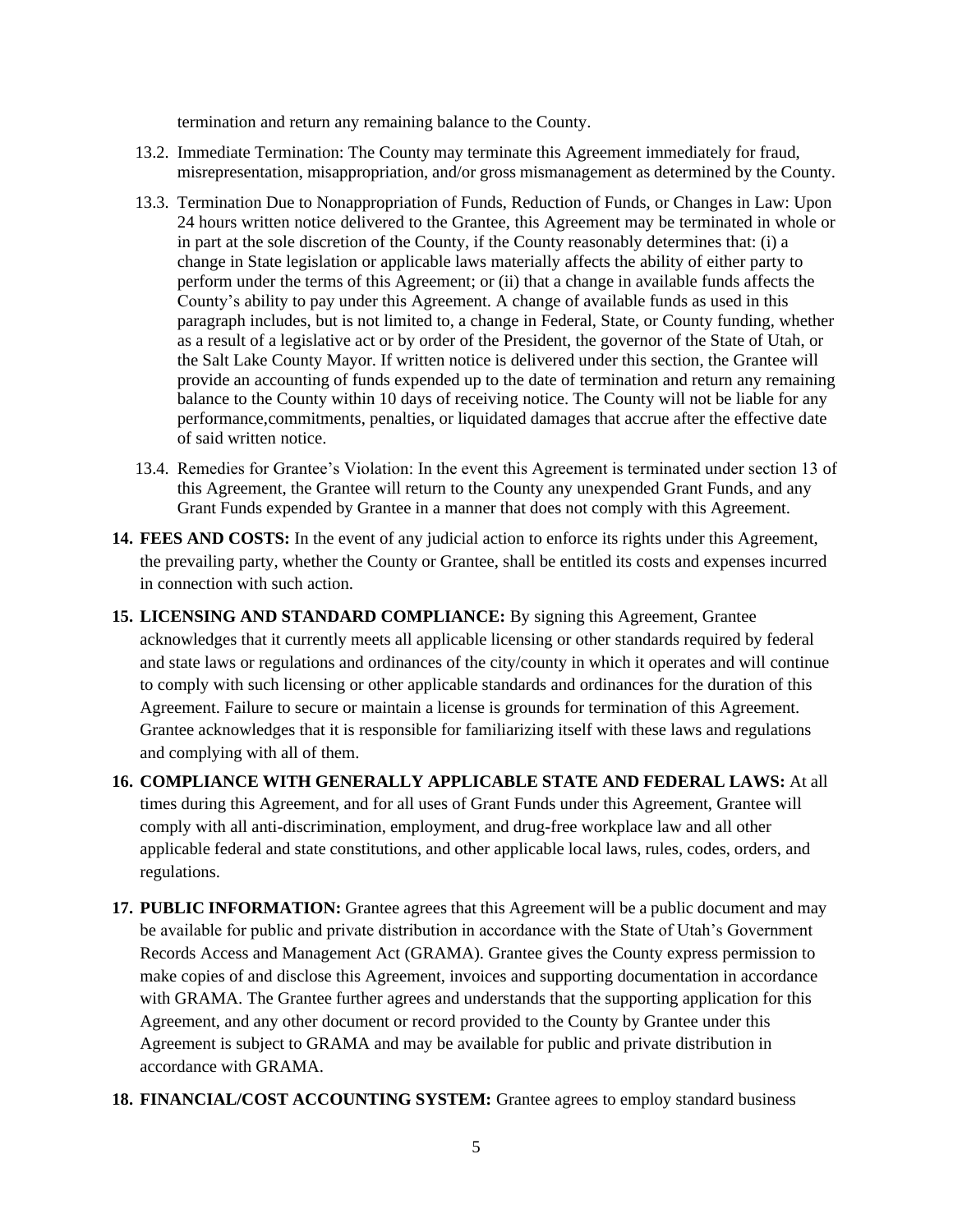termination and return any remaining balance to the County.

13.2. Immediate Termination: The County may terminate this Agreement immediately for fraud, misrepresentation, misappropriation, and/or gross mismanagement as determined by the County.

13.3. Termination Due to Nonappropriation of Funds, Reduction of Funds, or Changes in Law: Upon 24 hours written notice delivered to the Grantee, this Agreement may be terminated in whole or in part at the sole discretion of the County, if the County reasonably determines that: (i) a change in State legislation or applicable laws materially affects the ability of either party to perform under the terms of this Agreement; or (ii) that a change in available funds affects the County's ability to pay under this Agreement. A change of available funds as used in this paragraph includes, but is not limited to, a change in Federal, State, or County funding, whether as a result of a legislative act or by order of the President, the governor of the State of Utah, or the Salt Lake County Mayor. If written notice is delivered under this section, the Grantee will provide an accounting of funds expended up to the date of termination and return any remaining balance to the County within 10 days of receiving notice. The County will not be liable for any performance,commitments, penalties, or liquidated damages that accrue after the effective date of said written notice.

13.4. Remedies for Grantee's Violation: In the event this Agreement is terminated under section 13 of this Agreement, the Grantee will return to the County any unexpended Grant Funds, and any Grant Funds expended by Grantee in a manner that does not comply with this Agreement.

**14. FEES AND COSTS:** In the event of any judicial action to enforce its rights under this Agreement, the prevailing party, whether the County or Grantee, shall be entitled its costs and expenses incurred in connection with such action.

**15. LICENSING AND STANDARD COMPLIANCE:** By signing this Agreement, Grantee acknowledges that it currently meets all applicable licensing or other standards required by federal and state laws or regulations and ordinances of the city/county in which it operates and will continue to comply with such licensing or other applicable standards and ordinances for the duration of this Agreement. Failure to secure or maintain a license is grounds for termination of this Agreement. Grantee acknowledges that it is responsible for familiarizing itself with these laws and regulations and complying with all of them.

**16. COMPLIANCE WITH GENERALLY APPLICABLE STATE AND FEDERAL LAWS:** At all times during this Agreement, and for all uses of Grant Funds under this Agreement, Grantee will comply with all anti-discrimination, employment, and drug-free workplace law and all other applicable federal and state constitutions, and other applicable local laws, rules, codes, orders, and regulations.

**17. PUBLIC INFORMATION:** Grantee agrees that this Agreement will be a public document and may be available for public and private distribution in accordance with the State of Utah's Government Records Access and Management Act (GRAMA). Grantee gives the County express permission to make copies of and disclose this Agreement, invoices and supporting documentation in accordance with GRAMA. The Grantee further agrees and understands that the supporting application for this Agreement, and any other document or record provided to the County by Grantee under this Agreement is subject to GRAMA and may be available for public and private distribution in accordance with GRAMA.

**18. FINANCIAL/COST ACCOUNTING SYSTEM:** Grantee agrees to employ standard business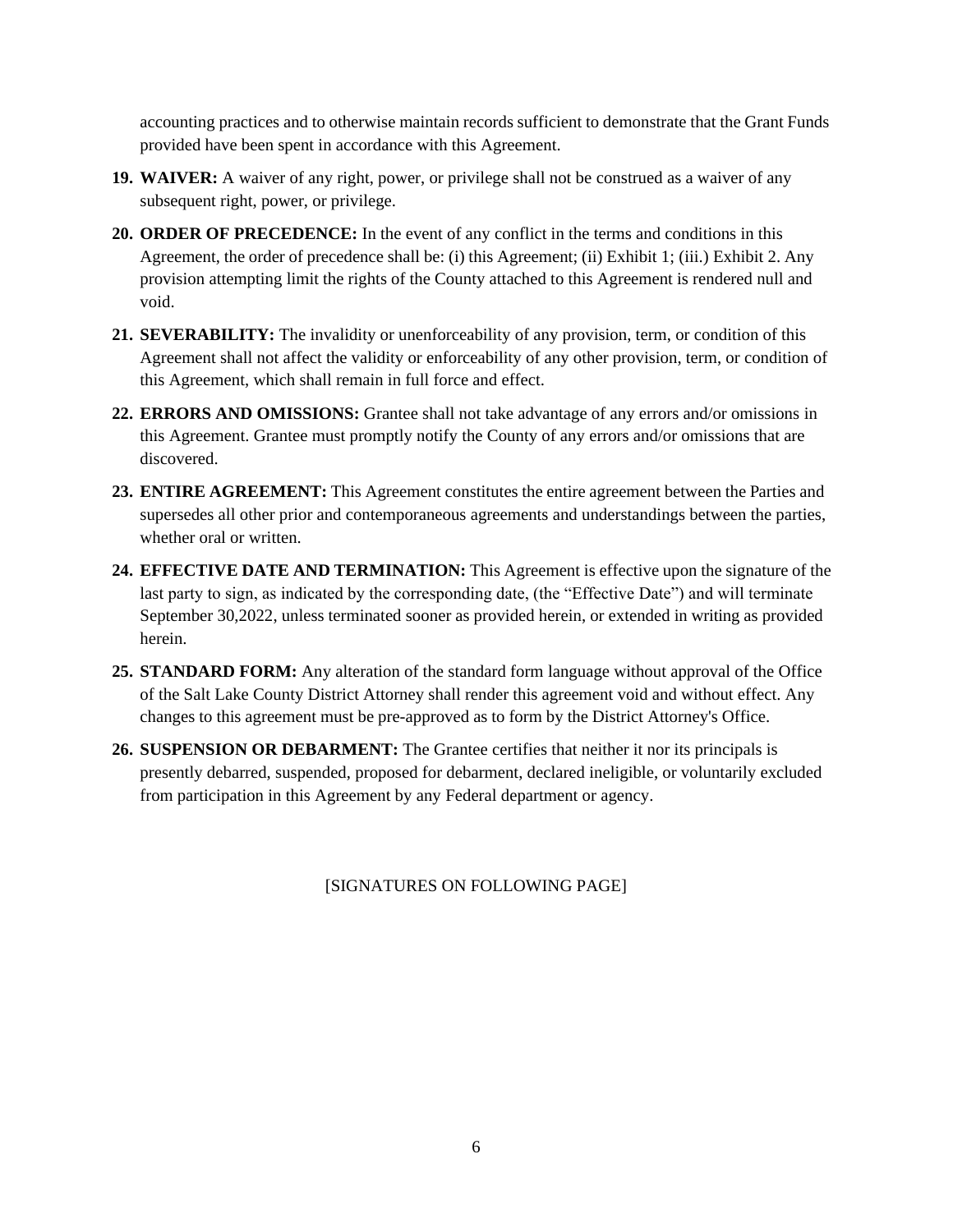accounting practices and to otherwise maintain records sufficient to demonstrate that the Grant Funds provided have been spent in accordance with this Agreement.

19. **WAIVER:** A waiver of any right, power, or privilege shall not be construed as a waiver of any subsequent right, power, or privilege.

20. **ORDER OF PRECEDENCE:** In the event of any conflict in the terms and conditions in this Agreement, the order of precedence shall be: (i) this Agreement; (ii) Exhibit 1; (iii.) Exhibit 2. Any provision attempting limit the rights of the County attached to this Agreement is rendered null and void.

21. **SEVERABILITY:** The invalidity or unenforceability of any provision, term, or condition of this Agreement shall not affect the validity or enforceability of any other provision, term, or condition of this Agreement, which shall remain in full force and effect.

22. **ERRORS AND OMISSIONS:** Grantee shall not take advantage of any errors and/or omissions in this Agreement. Grantee must promptly notify the County of any errors and/or omissions that are discovered.

23. **ENTIRE AGREEMENT:** This Agreement constitutes the entire agreement between the Parties and supersedes all other prior and contemporaneous agreements and understandings between the parties, whether oral or written.

24. **EFFECTIVE DATE AND TERMINATION:** This Agreement is effective upon the signature of the last party to sign, as indicated by the corresponding date, (the "Effective Date") and will terminate September 30,2022, unless terminated sooner as provided herein, or extended in writing as provided herein.

25. **STANDARD FORM:** Any alteration of the standard form language without approval of the Office of the Salt Lake County District Attorney shall render this agreement void and without effect. Any changes to this agreement must be pre-approved as to form by the District Attorney's Office.

26. **SUSPENSION OR DEBARMENT:** The Grantee certifies that neither it nor its principals is presently debarred, suspended, proposed for debarment, declared ineligible, or voluntarily excluded from participation in this Agreement by any Federal department or agency.

[SIGNATURES ON FOLLOWING PAGE]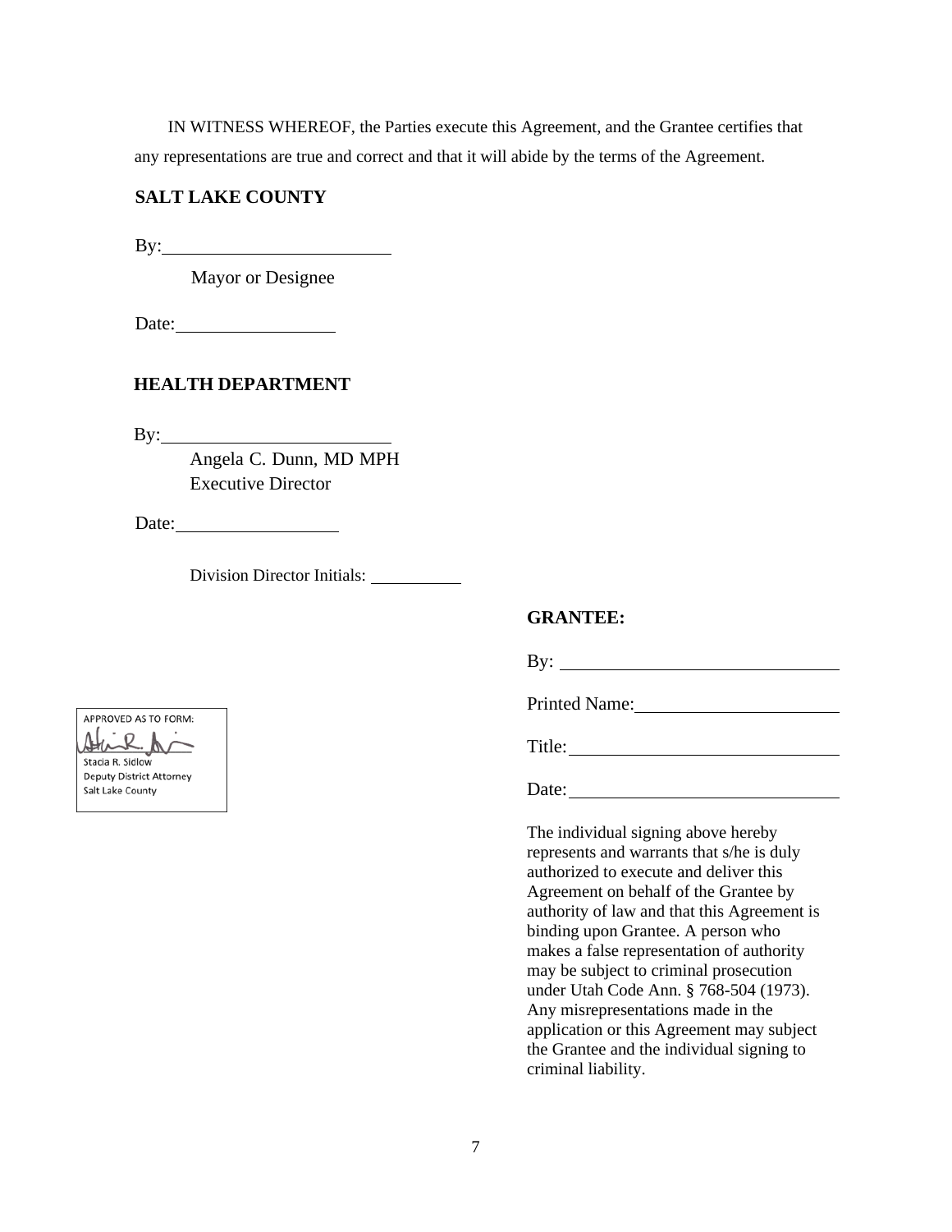IN WITNESS WHEREOF, the Parties execute this Agreement, and the Grantee certifies that any representations are true and correct and that it will abide by the terms of the Agreement.

**SALT LAKE COUNTY**

By:\_\_\_\_\_\_\_\_\_\_\_\_\_\_\_\_\_\_\_\_\_\_\_\_\_

Mayor or Designee

Date:\_\_\_\_\_\_\_\_\_\_\_\_\_\_\_\_\_\_

**HEALTH DEPARTMENT**

By:\_\_\_\_\_\_\_\_\_\_\_\_\_\_\_\_\_\_\_\_\_\_\_\_\_

Angela C. Dunn, MD MPH
Executive Director

Date:\_\_\_\_\_\_\_\_\_\_\_\_\_\_\_\_\_\_

Division Director Initials: \_\_\_\_\_\_\_\_\_\_

**GRANTEE:**

By: \_\_\_\_\_\_\_\_\_\_\_\_\_\_\_\_\_\_\_\_\_\_\_\_\_\_\_\_\_\_

Printed Name:\_\_\_\_\_\_\_\_\_\_\_\_\_\_\_\_\_\_\_\_\_\_

Title:\_\_\_\_\_\_\_\_\_\_\_\_\_\_\_\_\_\_\_\_\_\_\_\_\_\_\_\_\_\_

Date:\_\_\_\_\_\_\_\_\_\_\_\_\_\_\_\_\_\_\_\_\_\_\_\_\_\_\_\_\_\_

The individual signing above hereby represents and warrants that s/he is duly authorized to execute and deliver this Agreement on behalf of the Grantee by authority of law and that this Agreement is binding upon Grantee. A person who makes a false representation of authority may be subject to criminal prosecution under Utah Code Ann. § 768-504 (1973). Any misrepresentations made in the application or this Agreement may subject the Grantee and the individual signing to criminal liability.

APPROVED AS TO FORM:
Stacia R. Sidlow
Deputy District Attorney
Salt Lake County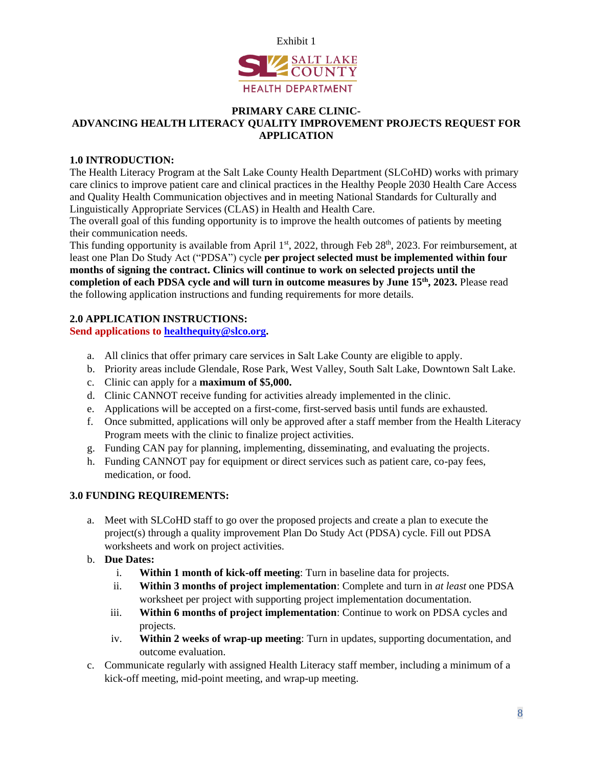Exhibit 1

SALT LAKE COUNTY
HEALTH DEPARTMENT

# PRIMARY CARE CLINIC-
# ADVANCING HEALTH LITERACY QUALITY IMPROVEMENT PROJECTS REQUEST FOR APPLICATION

## 1.0 INTRODUCTION:

The Health Literacy Program at the Salt Lake County Health Department (SLCoHD) works with primary care clinics to improve patient care and clinical practices in the Healthy People 2030 Health Care Access and Quality Health Communication objectives and in meeting National Standards for Culturally and Linguistically Appropriate Services (CLAS) in Health and Health Care.

The overall goal of this funding opportunity is to improve the health outcomes of patients by meeting their communication needs.

This funding opportunity is available from April 1st, 2022, through Feb 28th, 2023. For reimbursement, at least one Plan Do Study Act ("PDSA") cycle **per project selected must be implemented within four months of signing the contract. Clinics will continue to work on selected projects until the completion of each PDSA cycle and will turn in outcome measures by June 15th, 2023.** Please read the following application instructions and funding requirements for more details.

## 2.0 APPLICATION INSTRUCTIONS:

**Send applications to healthequity@slco.org.**

a. All clinics that offer primary care services in Salt Lake County are eligible to apply.
b. Priority areas include Glendale, Rose Park, West Valley, South Salt Lake, Downtown Salt Lake.
c. Clinic can apply for a **maximum of $5,000.**
d. Clinic CANNOT receive funding for activities already implemented in the clinic.
e. Applications will be accepted on a first-come, first-served basis until funds are exhausted.
f. Once submitted, applications will only be approved after a staff member from the Health Literacy Program meets with the clinic to finalize project activities.
g. Funding CAN pay for planning, implementing, disseminating, and evaluating the projects.
h. Funding CANNOT pay for equipment or direct services such as patient care, co-pay fees, medication, or food.

## 3.0 FUNDING REQUIREMENTS:

a. Meet with SLCoHD staff to go over the proposed projects and create a plan to execute the project(s) through a quality improvement Plan Do Study Act (PDSA) cycle. Fill out PDSA worksheets and work on project activities.
b. **Due Dates:**
   i. **Within 1 month of kick-off meeting**: Turn in baseline data for projects.
   ii. **Within 3 months of project implementation**: Complete and turn in *at least* one PDSA worksheet per project with supporting project implementation documentation.
   iii. **Within 6 months of project implementation**: Continue to work on PDSA cycles and projects.
   iv. **Within 2 weeks of wrap-up meeting**: Turn in updates, supporting documentation, and outcome evaluation.
c. Communicate regularly with assigned Health Literacy staff member, including a minimum of a kick-off meeting, mid-point meeting, and wrap-up meeting.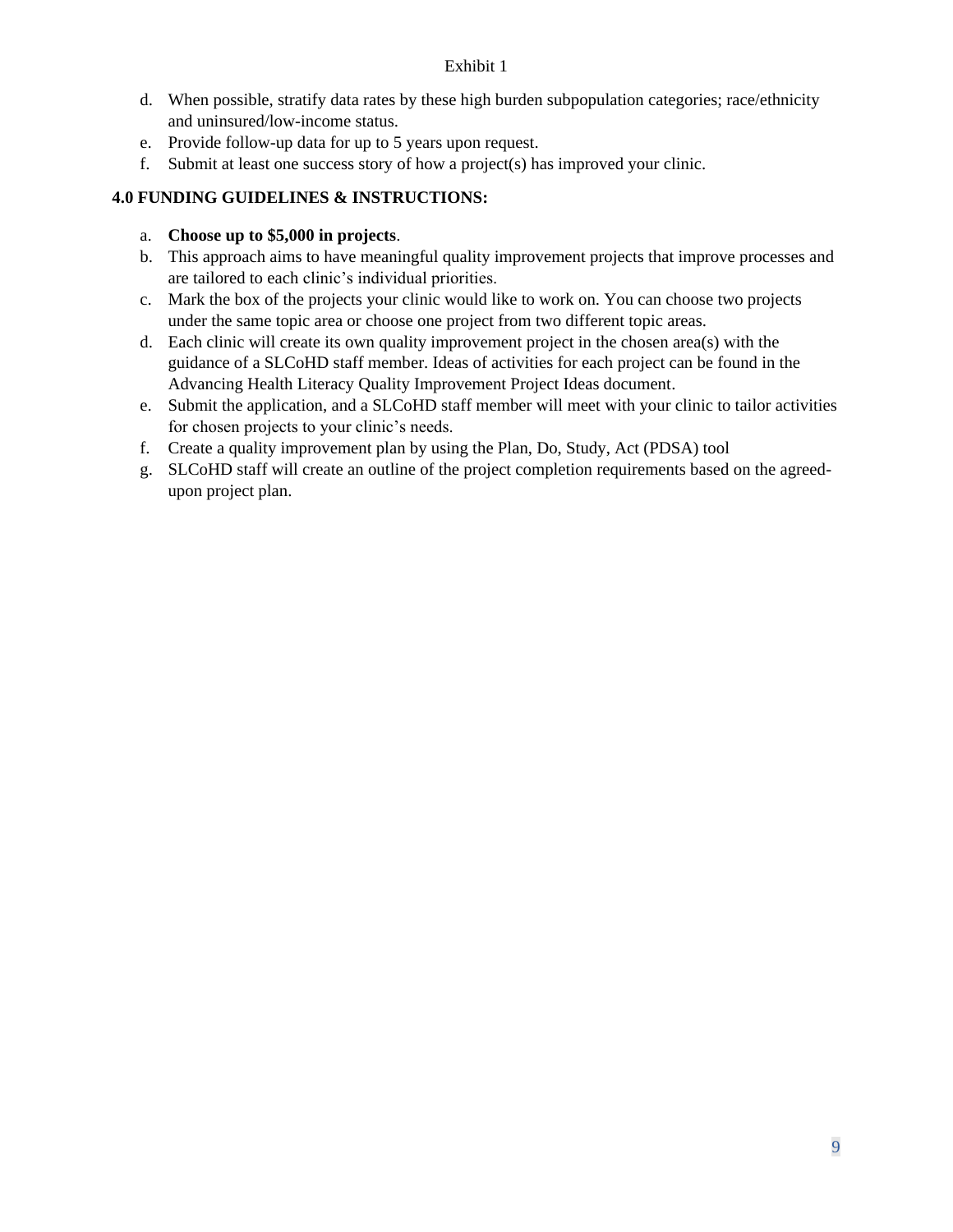d. When possible, stratify data rates by these high burden subpopulation categories; race/ethnicity and uninsured/low-income status.
e. Provide follow-up data for up to 5 years upon request.
f. Submit at least one success story of how a project(s) has improved your clinic.

**4.0 FUNDING GUIDELINES & INSTRUCTIONS:**

a. **Choose up to $5,000 in projects**.
b. This approach aims to have meaningful quality improvement projects that improve processes and are tailored to each clinic's individual priorities.
c. Mark the box of the projects your clinic would like to work on. You can choose two projects under the same topic area or choose one project from two different topic areas.
d. Each clinic will create its own quality improvement project in the chosen area(s) with the guidance of a SLCoHD staff member. Ideas of activities for each project can be found in the Advancing Health Literacy Quality Improvement Project Ideas document.
e. Submit the application, and a SLCoHD staff member will meet with your clinic to tailor activities for chosen projects to your clinic's needs.
f. Create a quality improvement plan by using the Plan, Do, Study, Act (PDSA) tool
g. SLCoHD staff will create an outline of the project completion requirements based on the agreed-upon project plan.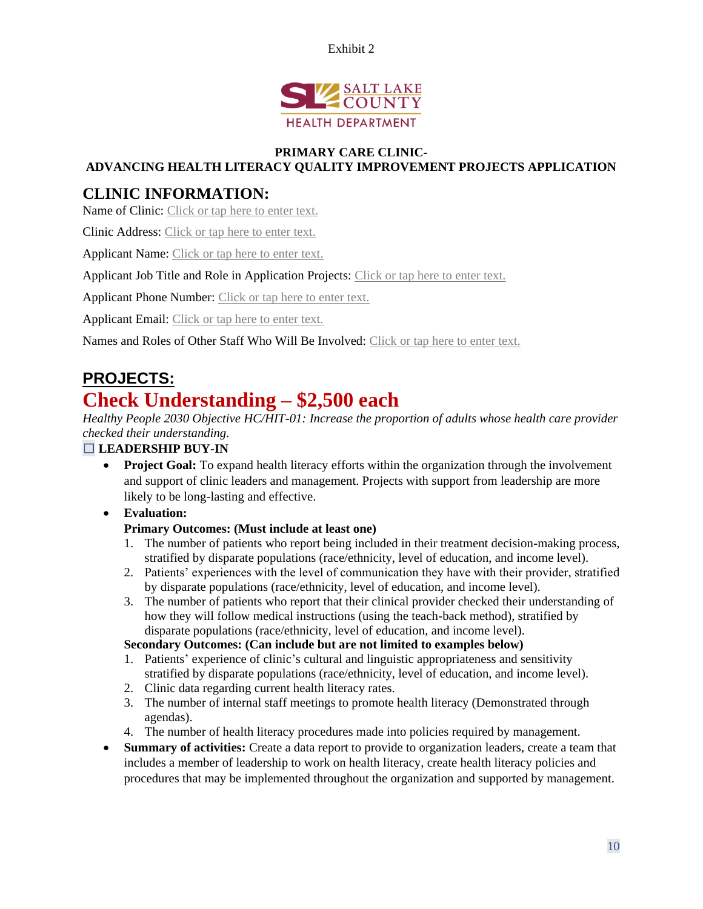Exhibit 2

SALT LAKE COUNTY HEALTH DEPARTMENT

**PRIMARY CARE CLINIC-**
**ADVANCING HEALTH LITERACY QUALITY IMPROVEMENT PROJECTS APPLICATION**

## CLINIC INFORMATION:

Name of Clinic: Click or tap here to enter text.

Clinic Address: Click or tap here to enter text.

Applicant Name: Click or tap here to enter text.

Applicant Job Title and Role in Application Projects: Click or tap here to enter text.

Applicant Phone Number: Click or tap here to enter text.

Applicant Email: Click or tap here to enter text.

Names and Roles of Other Staff Who Will Be Involved: Click or tap here to enter text.

## PROJECTS:

# Check Understanding – $2,500 each

*Healthy People 2030 Objective HC/HIT-01: Increase the proportion of adults whose health care provider checked their understanding.*

☐ **LEADERSHIP BUY-IN**

- **Project Goal:** To expand health literacy efforts within the organization through the involvement and support of clinic leaders and management. Projects with support from leadership are more likely to be long-lasting and effective.
- **Evaluation:**
  **Primary Outcomes: (Must include at least one)**
  1. The number of patients who report being included in their treatment decision-making process, stratified by disparate populations (race/ethnicity, level of education, and income level).
  2. Patients' experiences with the level of communication they have with their provider, stratified by disparate populations (race/ethnicity, level of education, and income level).
  3. The number of patients who report that their clinical provider checked their understanding of how they will follow medical instructions (using the teach-back method), stratified by disparate populations (race/ethnicity, level of education, and income level).

  **Secondary Outcomes: (Can include but are not limited to examples below)**
  1. Patients' experience of clinic's cultural and linguistic appropriateness and sensitivity stratified by disparate populations (race/ethnicity, level of education, and income level).
  2. Clinic data regarding current health literacy rates.
  3. The number of internal staff meetings to promote health literacy (Demonstrated through agendas).
  4. The number of health literacy procedures made into policies required by management.
- **Summary of activities:** Create a data report to provide to organization leaders, create a team that includes a member of leadership to work on health literacy, create health literacy policies and procedures that may be implemented throughout the organization and supported by management.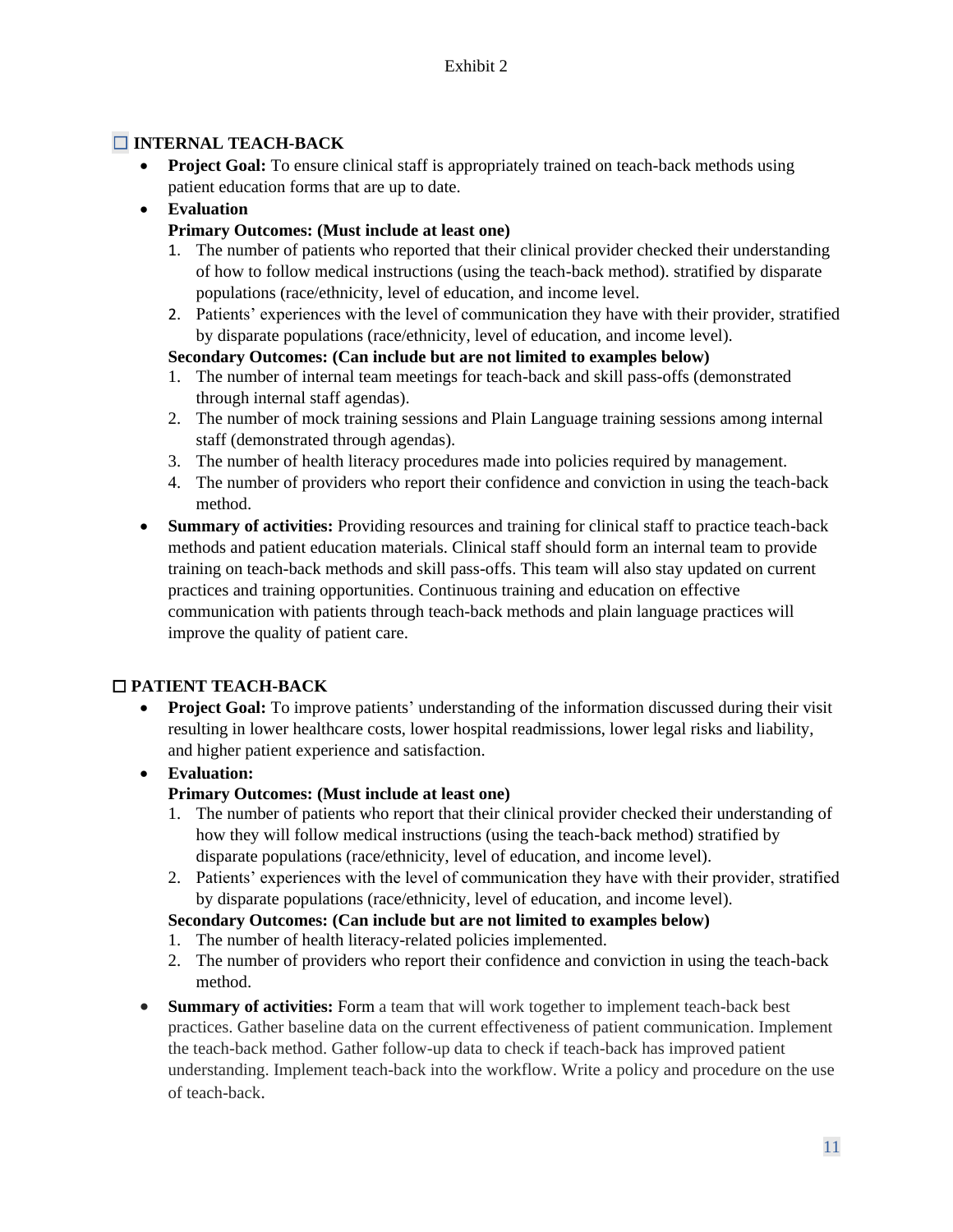Exhibit 2

☐ **INTERNAL TEACH-BACK**

- **Project Goal:** To ensure clinical staff is appropriately trained on teach-back methods using patient education forms that are up to date.
- **Evaluation**

  **Primary Outcomes: (Must include at least one)**

  1. The number of patients who reported that their clinical provider checked their understanding of how to follow medical instructions (using the teach-back method). stratified by disparate populations (race/ethnicity, level of education, and income level.
  2. Patients' experiences with the level of communication they have with their provider, stratified by disparate populations (race/ethnicity, level of education, and income level).

  **Secondary Outcomes: (Can include but are not limited to examples below)**

  1. The number of internal team meetings for teach-back and skill pass-offs (demonstrated through internal staff agendas).
  2. The number of mock training sessions and Plain Language training sessions among internal staff (demonstrated through agendas).
  3. The number of health literacy procedures made into policies required by management.
  4. The number of providers who report their confidence and conviction in using the teach-back method.
- **Summary of activities:** Providing resources and training for clinical staff to practice teach-back methods and patient education materials. Clinical staff should form an internal team to provide training on teach-back methods and skill pass-offs. This team will also stay updated on current practices and training opportunities. Continuous training and education on effective communication with patients through teach-back methods and plain language practices will improve the quality of patient care.

☐ **PATIENT TEACH-BACK**

- **Project Goal:** To improve patients' understanding of the information discussed during their visit resulting in lower healthcare costs, lower hospital readmissions, lower legal risks and liability, and higher patient experience and satisfaction.
- **Evaluation:**

  **Primary Outcomes: (Must include at least one)**

  1. The number of patients who report that their clinical provider checked their understanding of how they will follow medical instructions (using the teach-back method) stratified by disparate populations (race/ethnicity, level of education, and income level).
  2. Patients' experiences with the level of communication they have with their provider, stratified by disparate populations (race/ethnicity, level of education, and income level).

  **Secondary Outcomes: (Can include but are not limited to examples below)**

  1. The number of health literacy-related policies implemented.
  2. The number of providers who report their confidence and conviction in using the teach-back method.
- **Summary of activities:** Form a team that will work together to implement teach-back best practices. Gather baseline data on the current effectiveness of patient communication. Implement the teach-back method. Gather follow-up data to check if teach-back has improved patient understanding. Implement teach-back into the workflow. Write a policy and procedure on the use of teach-back.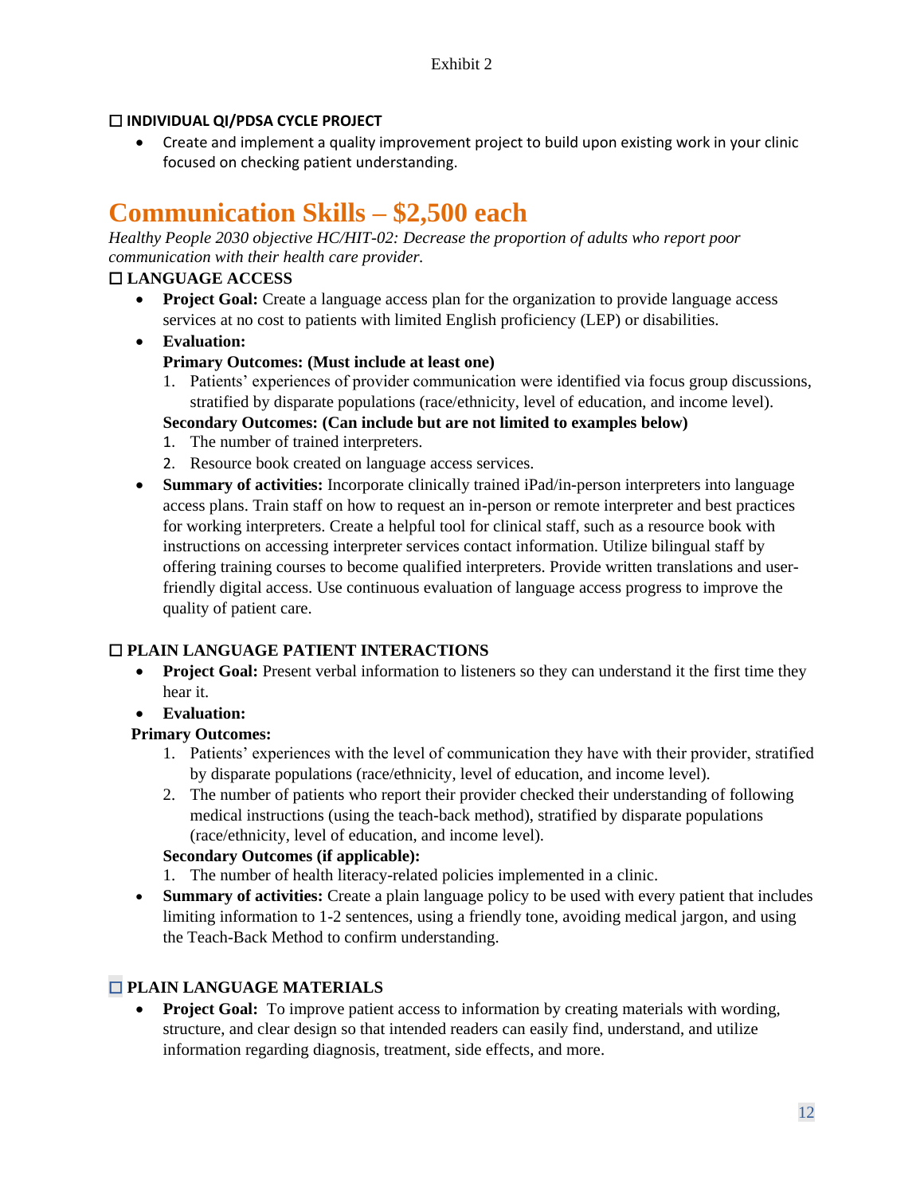Exhibit 2

☐ **INDIVIDUAL QI/PDSA CYCLE PROJECT**

- Create and implement a quality improvement project to build upon existing work in your clinic focused on checking patient understanding.

## Communication Skills – $2,500 each

*Healthy People 2030 objective HC/HIT-02: Decrease the proportion of adults who report poor communication with their health care provider.*

☐ **LANGUAGE ACCESS**

- **Project Goal:** Create a language access plan for the organization to provide language access services at no cost to patients with limited English proficiency (LEP) or disabilities.
- **Evaluation:**

  **Primary Outcomes: (Must include at least one)**

  1. Patients' experiences of provider communication were identified via focus group discussions, stratified by disparate populations (race/ethnicity, level of education, and income level).

  **Secondary Outcomes: (Can include but are not limited to examples below)**

  1. The number of trained interpreters.
  2. Resource book created on language access services.
- **Summary of activities:** Incorporate clinically trained iPad/in-person interpreters into language access plans. Train staff on how to request an in-person or remote interpreter and best practices for working interpreters. Create a helpful tool for clinical staff, such as a resource book with instructions on accessing interpreter services contact information. Utilize bilingual staff by offering training courses to become qualified interpreters. Provide written translations and user-friendly digital access. Use continuous evaluation of language access progress to improve the quality of patient care.

☐ **PLAIN LANGUAGE PATIENT INTERACTIONS**

- **Project Goal:** Present verbal information to listeners so they can understand it the first time they hear it.
- **Evaluation:**

  **Primary Outcomes:**

  1. Patients' experiences with the level of communication they have with their provider, stratified by disparate populations (race/ethnicity, level of education, and income level).
  2. The number of patients who report their provider checked their understanding of following medical instructions (using the teach-back method), stratified by disparate populations (race/ethnicity, level of education, and income level).

  **Secondary Outcomes (if applicable):**

  1. The number of health literacy-related policies implemented in a clinic.
- **Summary of activities:** Create a plain language policy to be used with every patient that includes limiting information to 1-2 sentences, using a friendly tone, avoiding medical jargon, and using the Teach-Back Method to confirm understanding.

☐ **PLAIN LANGUAGE MATERIALS**

- **Project Goal:** To improve patient access to information by creating materials with wording, structure, and clear design so that intended readers can easily find, understand, and utilize information regarding diagnosis, treatment, side effects, and more.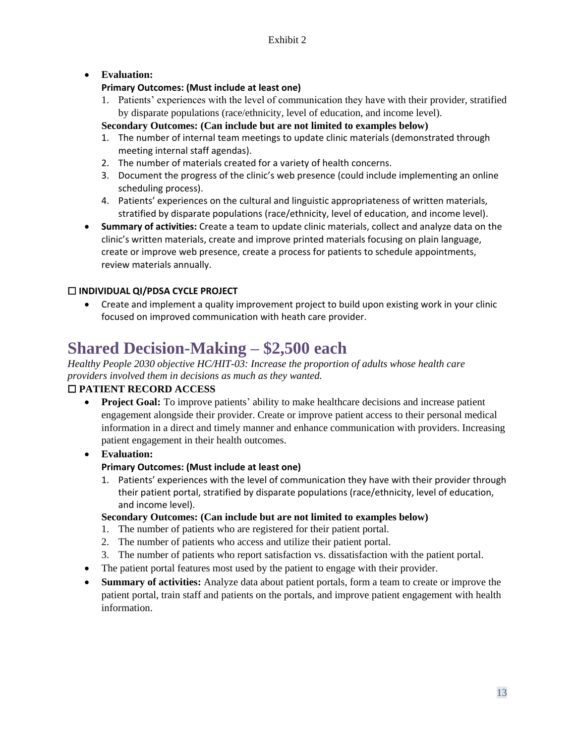- **Evaluation:**

  **Primary Outcomes: (Must include at least one)**

  1. Patients' experiences with the level of communication they have with their provider, stratified by disparate populations (race/ethnicity, level of education, and income level).

  **Secondary Outcomes: (Can include but are not limited to examples below)**

  1. The number of internal team meetings to update clinic materials (demonstrated through meeting internal staff agendas).
  2. The number of materials created for a variety of health concerns.
  3. Document the progress of the clinic's web presence (could include implementing an online scheduling process).
  4. Patients' experiences on the cultural and linguistic appropriateness of written materials, stratified by disparate populations (race/ethnicity, level of education, and income level).

- **Summary of activities:** Create a team to update clinic materials, collect and analyze data on the clinic's written materials, create and improve printed materials focusing on plain language, create or improve web presence, create a process for patients to schedule appointments, review materials annually.

☐ **INDIVIDUAL QI/PDSA CYCLE PROJECT**

- Create and implement a quality improvement project to build upon existing work in your clinic focused on improved communication with heath care provider.

# Shared Decision-Making – $2,500 each

*Healthy People 2030 objective HC/HIT-03: Increase the proportion of adults whose health care providers involved them in decisions as much as they wanted.*

☐ **PATIENT RECORD ACCESS**

- **Project Goal:** To improve patients' ability to make healthcare decisions and increase patient engagement alongside their provider. Create or improve patient access to their personal medical information in a direct and timely manner and enhance communication with providers. Increasing patient engagement in their health outcomes.
- **Evaluation:**

  **Primary Outcomes: (Must include at least one)**

  1. Patients' experiences with the level of communication they have with their provider through their patient portal, stratified by disparate populations (race/ethnicity, level of education, and income level).

  **Secondary Outcomes: (Can include but are not limited to examples below)**

  1. The number of patients who are registered for their patient portal.
  2. The number of patients who access and utilize their patient portal.
  3. The number of patients who report satisfaction vs. dissatisfaction with the patient portal.

- The patient portal features most used by the patient to engage with their provider.
- **Summary of activities:** Analyze data about patient portals, form a team to create or improve the patient portal, train staff and patients on the portals, and improve patient engagement with health information.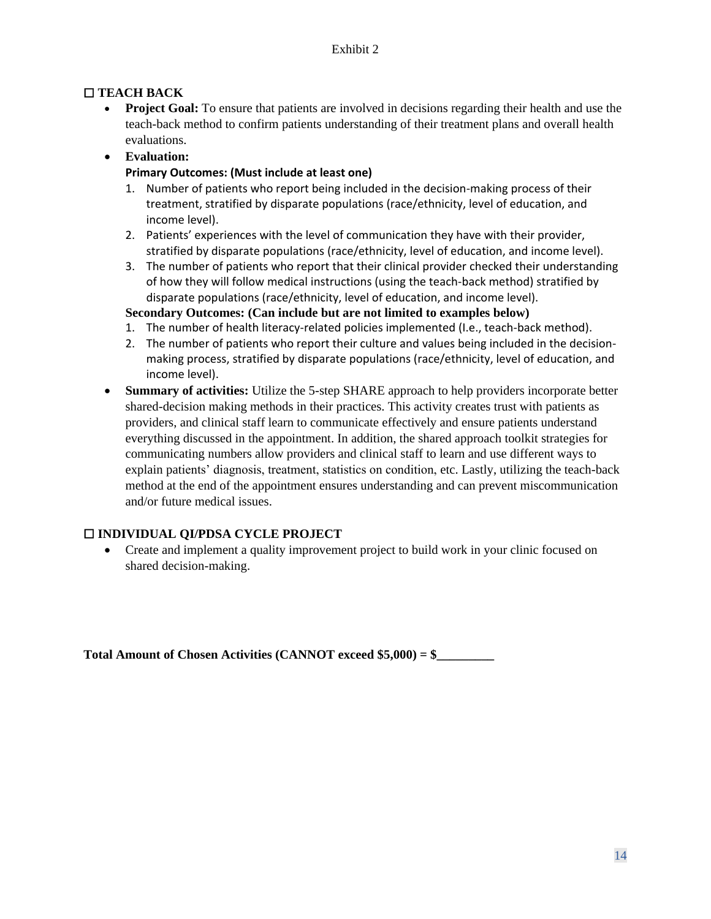Exhibit 2

☐ **TEACH BACK**

- **Project Goal:** To ensure that patients are involved in decisions regarding their health and use the teach-back method to confirm patients understanding of their treatment plans and overall health evaluations.
- **Evaluation:**

  **Primary Outcomes: (Must include at least one)**

  1. Number of patients who report being included in the decision-making process of their treatment, stratified by disparate populations (race/ethnicity, level of education, and income level).
  2. Patients' experiences with the level of communication they have with their provider, stratified by disparate populations (race/ethnicity, level of education, and income level).
  3. The number of patients who report that their clinical provider checked their understanding of how they will follow medical instructions (using the teach-back method) stratified by disparate populations (race/ethnicity, level of education, and income level).

  **Secondary Outcomes: (Can include but are not limited to examples below)**

  1. The number of health literacy-related policies implemented (I.e., teach-back method).
  2. The number of patients who report their culture and values being included in the decision-making process, stratified by disparate populations (race/ethnicity, level of education, and income level).
- **Summary of activities:** Utilize the 5-step SHARE approach to help providers incorporate better shared-decision making methods in their practices. This activity creates trust with patients as providers, and clinical staff learn to communicate effectively and ensure patients understand everything discussed in the appointment. In addition, the shared approach toolkit strategies for communicating numbers allow providers and clinical staff to learn and use different ways to explain patients' diagnosis, treatment, statistics on condition, etc. Lastly, utilizing the teach-back method at the end of the appointment ensures understanding and can prevent miscommunication and/or future medical issues.

☐ **INDIVIDUAL QI/PDSA CYCLE PROJECT**

- Create and implement a quality improvement project to build work in your clinic focused on shared decision-making.

**Total Amount of Chosen Activities (CANNOT exceed $5,000) = $_________**